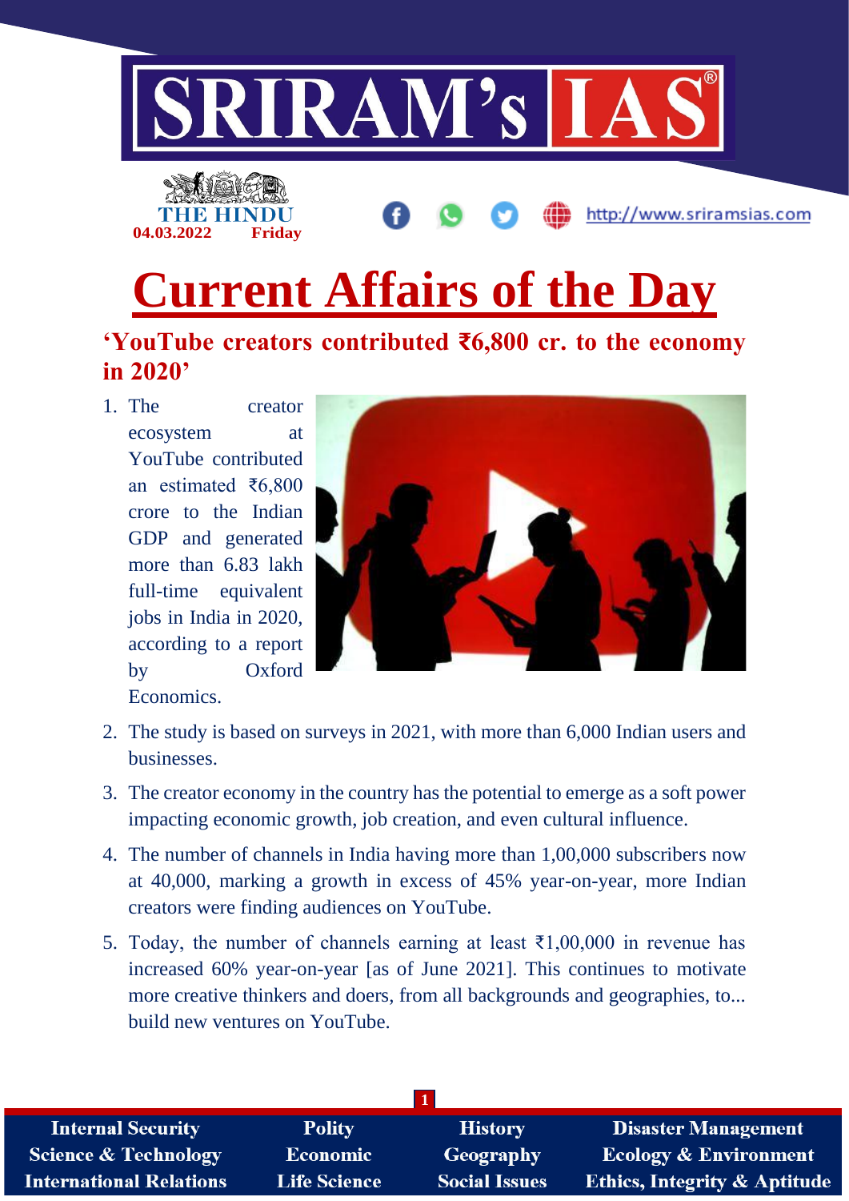# Current Affairs of the Day

## 'YouTube creators contributed ₹6,800 cr. to the economy in 2020'

1. The creator ecosystem at YouTube contributed an estimated ₹6,800 crore to the Indian GDP and generated more than 6.83 lakh full-time equivalent jobs in India in 2020, according to a report by Oxford Economics.
2. The study is based on surveys in 2021, with more than 6,000 Indian users and businesses.
3. The creator economy in the country has the potential to emerge as a soft power impacting economic growth, job creation, and even cultural influence.
4. The number of channels in India having more than 1,00,000 subscribers now at 40,000, marking a growth in excess of 45% year-on-year, more Indian creators were finding audiences on YouTube.
5. Today, the number of channels earning at least ₹1,00,000 in revenue has increased 60% year-on-year [as of June 2021]. This continues to motivate more creative thinkers and doers, from all backgrounds and geographies, to... build new ventures on YouTube.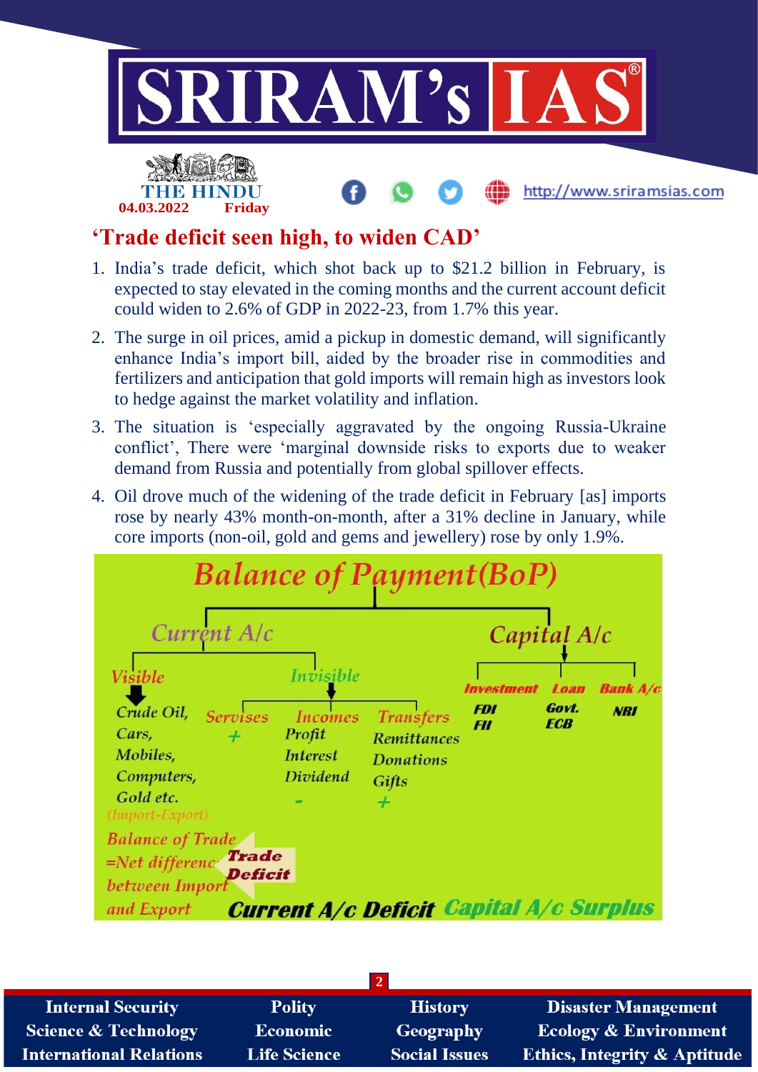## 'Trade deficit seen high, to widen CAD'

1. India's trade deficit, which shot back up to $21.2 billion in February, is expected to stay elevated in the coming months and the current account deficit could widen to 2.6% of GDP in 2022-23, from 1.7% this year.
2. The surge in oil prices, amid a pickup in domestic demand, will significantly enhance India's import bill, aided by the broader rise in commodities and fertilizers and anticipation that gold imports will remain high as investors look to hedge against the market volatility and inflation.
3. The situation is 'especially aggravated by the ongoing Russia-Ukraine conflict', There were 'marginal downside risks to exports due to weaker demand from Russia and potentially from global spillover effects.
4. Oil drove much of the widening of the trade deficit in February [as] imports rose by nearly 43% month-on-month, after a 31% decline in January, while core imports (non-oil, gold and gems and jewellery) rose by only 1.9%.

**Balance of Payment(BoP)**

- **Current A/c**
  - **Visible**
    - Crude Oil, Cars, Mobiles, Computers, Gold etc.
    - (Import-Export)
    - Balance of Trade =Net difference between Import and Export → **Trade Deficit**
  - **Invisible**
    - Servises: +
    - Incomes: Profit, Interest, Dividend: -
    - Transfers: Remittances, Donations, Gifts: +
  - **Current A/c Deficit**
- **Capital A/c**
  - Investment: FDI, FII
  - Loan: Govt., ECB
  - Bank A/c: NRI
  - **Capital A/c Surplus**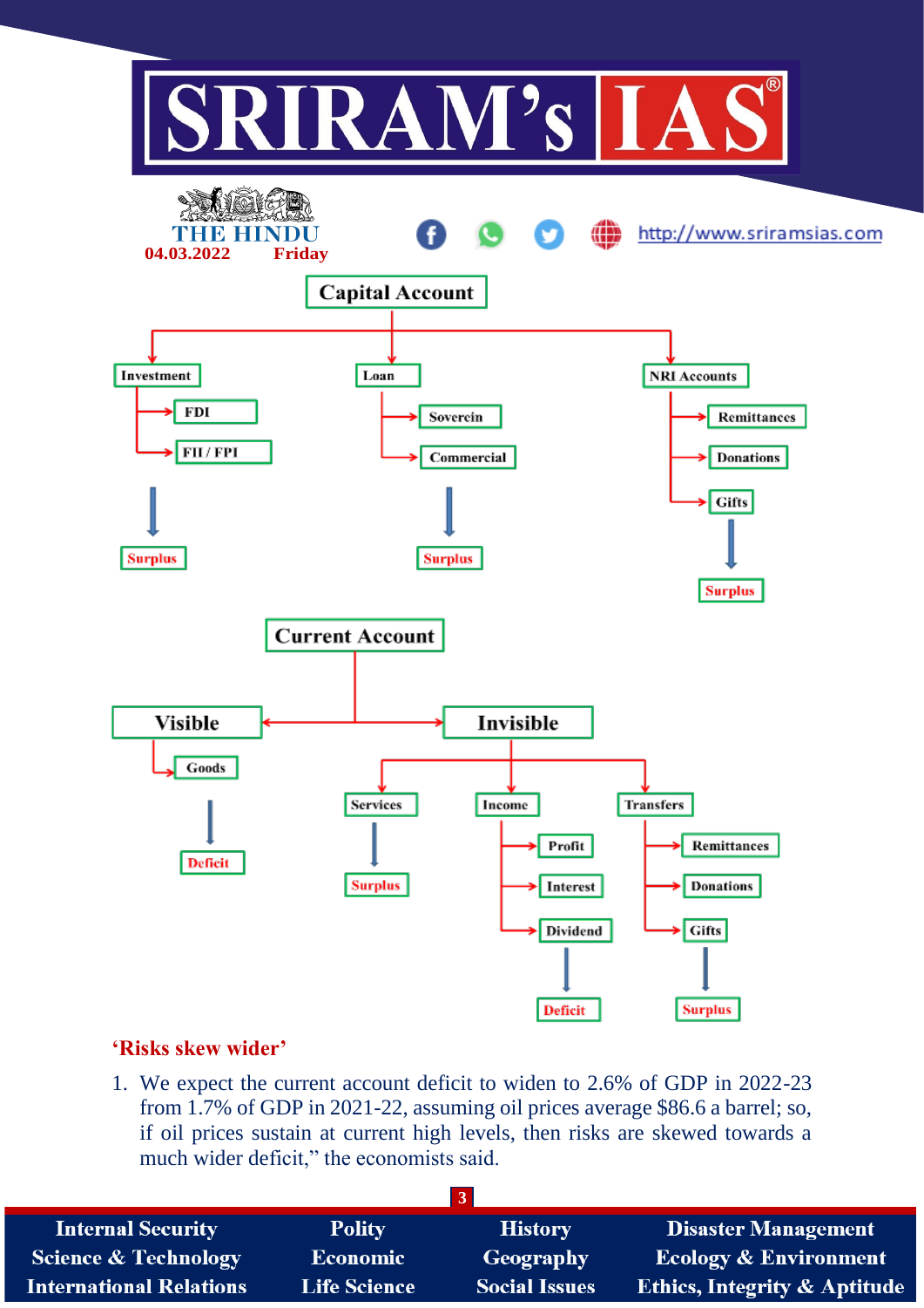## Capital Account

- **Investment**
  - FDI
  - FII / FPI
  - → Surplus
- **Loan**
  - Sovercin
  - Commercial
  - → Surplus
- **NRI Accounts**
  - Remittances
  - Donations
  - Gifts
  - → Surplus

## Current Account

- **Visible**
  - Goods
  - → Deficit
- **Invisible**
  - **Services**
    - → Surplus
  - **Income**
    - Profit
    - Interest
    - Dividend
    - → Deficit
  - **Transfers**
    - Remittances
    - Donations
    - Gifts
    - → Surplus

### ‘Risks skew wider’

1. We expect the current account deficit to widen to 2.6% of GDP in 2022-23 from 1.7% of GDP in 2021-22, assuming oil prices average $86.6 a barrel; so, if oil prices sustain at current high levels, then risks are skewed towards a much wider deficit,” the economists said.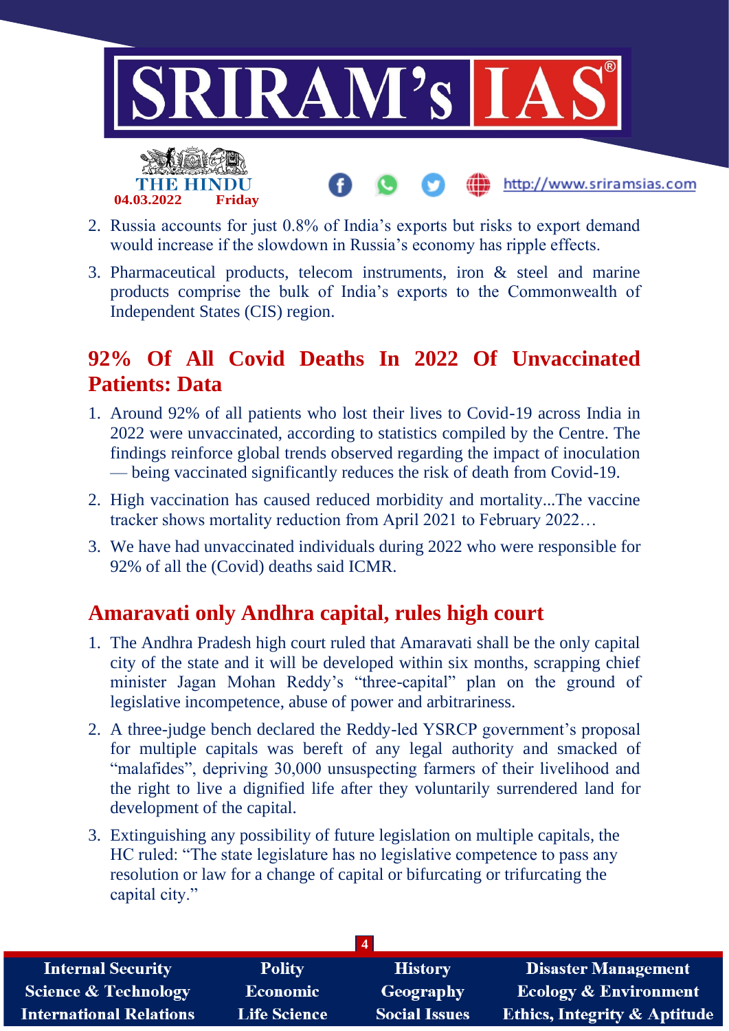2. Russia accounts for just 0.8% of India's exports but risks to export demand would increase if the slowdown in Russia's economy has ripple effects.
3. Pharmaceutical products, telecom instruments, iron & steel and marine products comprise the bulk of India's exports to the Commonwealth of Independent States (CIS) region.

## 92% Of All Covid Deaths In 2022 Of Unvaccinated Patients: Data

1. Around 92% of all patients who lost their lives to Covid-19 across India in 2022 were unvaccinated, according to statistics compiled by the Centre. The findings reinforce global trends observed regarding the impact of inoculation — being vaccinated significantly reduces the risk of death from Covid-19.
2. High vaccination has caused reduced morbidity and mortality...The vaccine tracker shows mortality reduction from April 2021 to February 2022…
3. We have had unvaccinated individuals during 2022 who were responsible for 92% of all the (Covid) deaths said ICMR.

## Amaravati only Andhra capital, rules high court

1. The Andhra Pradesh high court ruled that Amaravati shall be the only capital city of the state and it will be developed within six months, scrapping chief minister Jagan Mohan Reddy's "three-capital" plan on the ground of legislative incompetence, abuse of power and arbitrariness.
2. A three-judge bench declared the Reddy-led YSRCP government's proposal for multiple capitals was bereft of any legal authority and smacked of "malafides", depriving 30,000 unsuspecting farmers of their livelihood and the right to live a dignified life after they voluntarily surrendered land for development of the capital.
3. Extinguishing any possibility of future legislation on multiple capitals, the HC ruled: "The state legislature has no legislative competence to pass any resolution or law for a change of capital or bifurcating or trifurcating the capital city."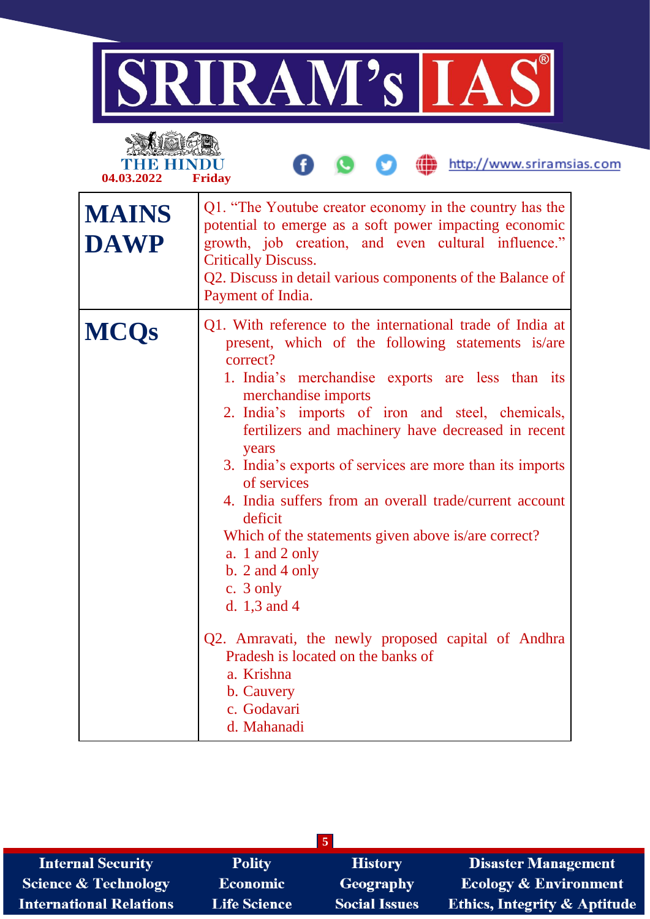## MAINS DAWP

Q1. "The Youtube creator economy in the country has the potential to emerge as a soft power impacting economic growth, job creation, and even cultural influence." Critically Discuss.

Q2. Discuss in detail various components of the Balance of Payment of India.

## MCQs

Q1. With reference to the international trade of India at present, which of the following statements is/are correct?

1. India's merchandise exports are less than its merchandise imports
2. India's imports of iron and steel, chemicals, fertilizers and machinery have decreased in recent years
3. India's exports of services are more than its imports of services
4. India suffers from an overall trade/current account deficit

Which of the statements given above is/are correct?

a. 1 and 2 only
b. 2 and 4 only
c. 3 only
d. 1,3 and 4

Q2. Amravati, the newly proposed capital of Andhra Pradesh is located on the banks of

a. Krishna
b. Cauvery
c. Godavari
d. Mahanadi